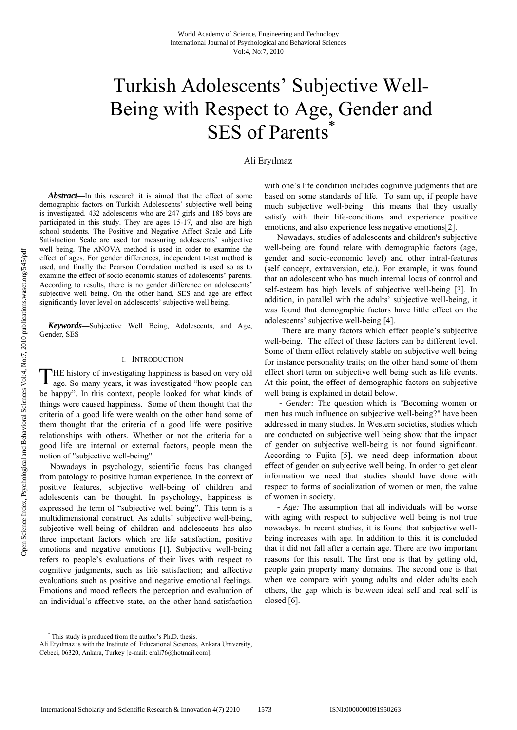# Turkish Adolescents' Subjective Well-Being with Respect to Age, Gender and SES of Parents*

Ali Eryılmaz

***Abstract*****—**In this research it is aimed that the effect of some demographic factors on Turkish Adolescents' subjective well being is investigated. 432 adolescents who are 247 girls and 185 boys are participated in this study. They are ages 15-17, and also are high school students. The Positive and Negative Affect Scale and Life Satisfaction Scale are used for measuring adolescents' subjective well being. The ANOVA method is used in order to examine the effect of ages. For gender differences, independent t-test method is used, and finally the Pearson Correlation method is used so as to examine the effect of socio economic statues of adolescents' parents. According to results, there is no gender difference on adolescents' subjective well being. On the other hand, SES and age are effect significantly lover level on adolescents' subjective well being.

***Keywords*****—**Subjective Well Being, Adolescents, and Age, Gender, SES

## I. Introduction

THE history of investigating happiness is based on very old age. So many years, it was investigated "how people can be happy". In this context, people looked for what kinds of things were caused happiness. Some of them thought that the criteria of a good life were wealth on the other hand some of them thought that the criteria of a good life were positive relationships with others. Whether or not the criteria for a good life are internal or external factors, people mean the notion of "subjective well-being".

Nowadays in psychology, scientific focus has changed from patology to positive human experience. In the context of positive features, subjective well-being of children and adolescents can be thought. In psychology, happiness is expressed the term of "subjective well being". This term is a multidimensional construct. As adults' subjective well-being, subjective well-being of children and adolescents has also three important factors which are life satisfaction, positive emotions and negative emotions [1]. Subjective well-being refers to people's evaluations of their lives with respect to cognitive judgments, such as life satisfaction; and affective evaluations such as positive and negative emotional feelings. Emotions and mood reflects the perception and evaluation of an individual's affective state, on the other hand satisfaction with one's life condition includes cognitive judgments that are based on some standards of life. To sum up, if people have much subjective well-being this means that they usually satisfy with their life-conditions and experience positive emotions, and also experience less negative emotions[2].

Nowadays, studies of adolescents and children's subjective well-being are found relate with demographic factors (age, gender and socio-economic level) and other intral-features (self concept, extraversion, etc.). For example, it was found that an adolescent who has much internal locus of control and self-esteem has high levels of subjective well-being [3]. In addition, in parallel with the adults' subjective well-being, it was found that demographic factors have little effect on the adolescents' subjective well-being [4].

There are many factors which effect people's subjective well-being. The effect of these factors can be different level. Some of them effect relatively stable on subjective well being for instance personality traits; on the other hand some of them effect short term on subjective well being such as life events. At this point, the effect of demographic factors on subjective well being is explained in detail below.

- *Gender:* The question which is "Becoming women or men has much influence on subjective well-being?" have been addressed in many studies. In Western societies, studies which are conducted on subjective well being show that the impact of gender on subjective well-being is not found significant. According to Fujita [5], we need deep information about effect of gender on subjective well being. In order to get clear information we need that studies should have done with respect to forms of socialization of women or men, the value of women in society.

- *Age:* The assumption that all individuals will be worse with aging with respect to subjective well being is not true nowadays. In recent studies, it is found that subjective well-being increases with age. In addition to this, it is concluded that it did not fall after a certain age. There are two important reasons for this result. The first one is that by getting old, people gain property many domains. The second one is that when we compare with young adults and older adults each others, the gap which is between ideal self and real self is closed [6].

* This study is produced from the author's Ph.D. thesis.

Ali Eryılmaz is with the Institute of Educational Sciences, Ankara University, Cebeci, 06320, Ankara, Turkey [e-mail: erali76@hotmail.com].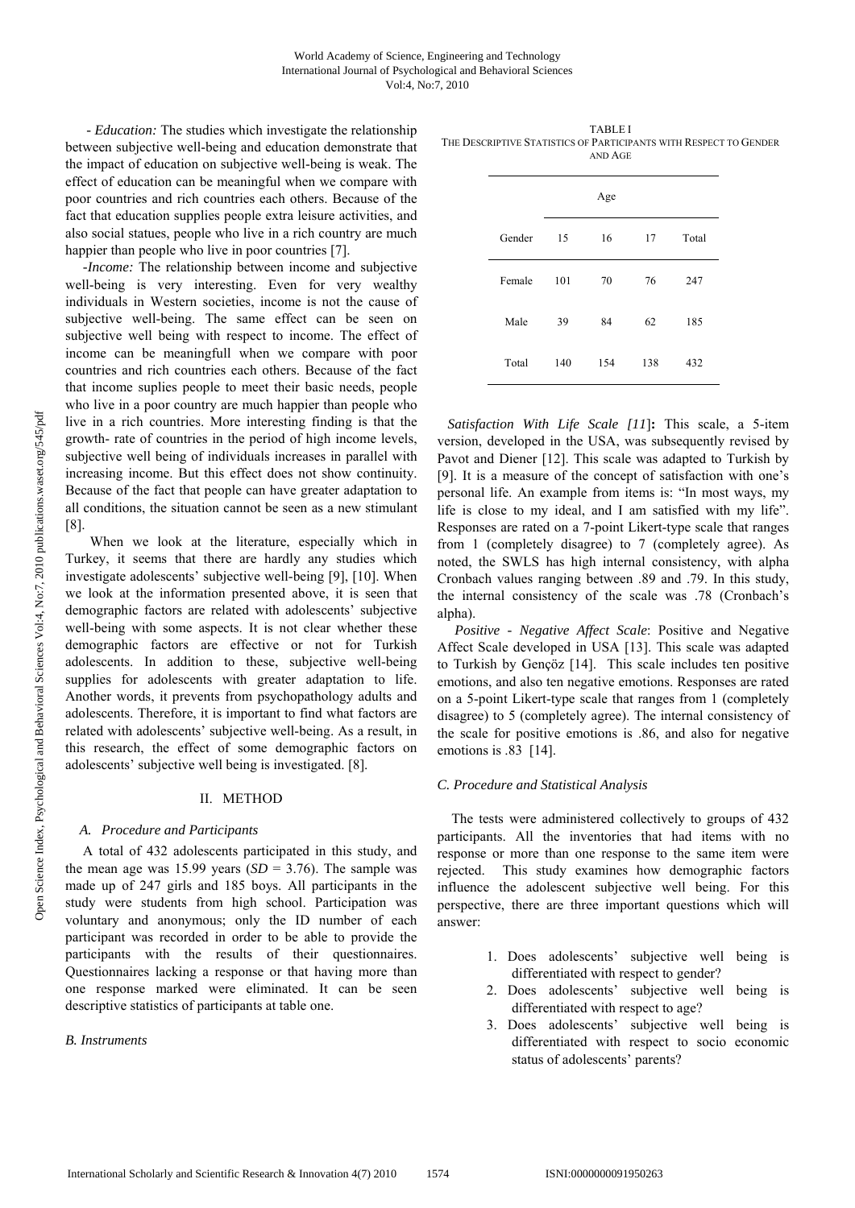*- Education:* The studies which investigate the relationship between subjective well-being and education demonstrate that the impact of education on subjective well-being is weak. The effect of education can be meaningful when we compare with poor countries and rich countries each others. Because of the fact that education supplies people extra leisure activities, and also social statues, people who live in a rich country are much happier than people who live in poor countries [7].

*-Income:* The relationship between income and subjective well-being is very interesting. Even for very wealthy individuals in Western societies, income is not the cause of subjective well-being. The same effect can be seen on subjective well being with respect to income. The effect of income can be meaningfull when we compare with poor countries and rich countries each others. Because of the fact that income suplies people to meet their basic needs, people who live in a poor country are much happier than people who live in a rich countries. More interesting finding is that the growth- rate of countries in the period of high income levels, subjective well being of individuals increases in parallel with increasing income. But this effect does not show continuity. Because of the fact that people can have greater adaptation to all conditions, the situation cannot be seen as a new stimulant [8].

When we look at the literature, especially which in Turkey, it seems that there are hardly any studies which investigate adolescents' subjective well-being [9], [10]. When we look at the information presented above, it is seen that demographic factors are related with adolescents' subjective well-being with some aspects. It is not clear whether these demographic factors are effective or not for Turkish adolescents. In addition to these, subjective well-being supplies for adolescents with greater adaptation to life. Another words, it prevents from psychopathology adults and adolescents. Therefore, it is important to find what factors are related with adolescents' subjective well-being. As a result, in this research, the effect of some demographic factors on adolescents' subjective well being is investigated. [8].

## II. METHOD

### *A. Procedure and Participants*

A total of 432 adolescents participated in this study, and the mean age was 15.99 years (*SD* = 3.76). The sample was made up of 247 girls and 185 boys. All participants in the study were students from high school. Participation was voluntary and anonymous; only the ID number of each participant was recorded in order to be able to provide the participants with the results of their questionnaires. Questionnaires lacking a response or that having more than one response marked were eliminated. It can be seen descriptive statistics of participants at table one.

TABLE I
THE DESCRIPTIVE STATISTICS OF PARTICIPANTS WITH RESPECT TO GENDER AND AGE

| | Age | | | |
|---|---|---|---|---|
| Gender | 15 | 16 | 17 | Total |
| Female | 101 | 70 | 76 | 247 |
| Male | 39 | 84 | 62 | 185 |
| Total | 140 | 154 | 138 | 432 |

### *B. Instruments*

*Satisfaction With Life Scale [11]*: This scale, a 5-item version, developed in the USA, was subsequently revised by Pavot and Diener [12]. This scale was adapted to Turkish by [9]. It is a measure of the concept of satisfaction with one's personal life. An example from items is: "In most ways, my life is close to my ideal, and I am satisfied with my life". Responses are rated on a 7-point Likert-type scale that ranges from 1 (completely disagree) to 7 (completely agree). As noted, the SWLS has high internal consistency, with alpha Cronbach values ranging between .89 and .79. In this study, the internal consistency of the scale was .78 (Cronbach's alpha).

*Positive - Negative Affect Scale*: Positive and Negative Affect Scale developed in USA [13]. This scale was adapted to Turkish by Gençöz [14]. This scale includes ten positive emotions, and also ten negative emotions. Responses are rated on a 5-point Likert-type scale that ranges from 1 (completely disagree) to 5 (completely agree). The internal consistency of the scale for positive emotions is .86, and also for negative emotions is .83 [14].

### *C. Procedure and Statistical Analysis*

The tests were administered collectively to groups of 432 participants. All the inventories that had items with no response or more than one response to the same item were rejected. This study examines how demographic factors influence the adolescent subjective well being. For this perspective, there are three important questions which will answer:

1. Does adolescents' subjective well being is differentiated with respect to gender?
2. Does adolescents' subjective well being is differentiated with respect to age?
3. Does adolescents' subjective well being is differentiated with respect to socio economic status of adolescents' parents?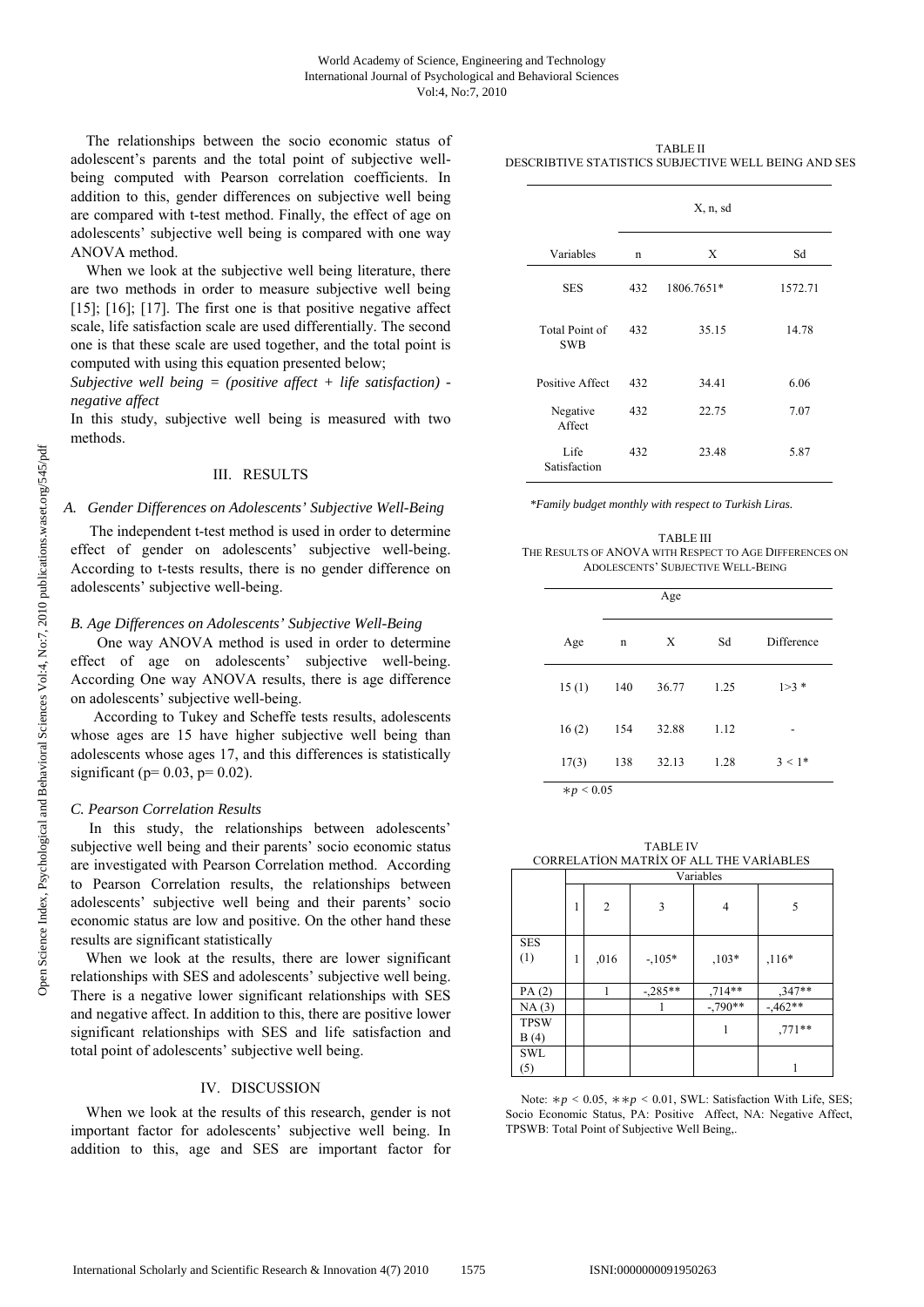The relationships between the socio economic status of adolescent's parents and the total point of subjective well-being computed with Pearson correlation coefficients. In addition to this, gender differences on subjective well being are compared with t-test method. Finally, the effect of age on adolescents' subjective well being is compared with one way ANOVA method.

When we look at the subjective well being literature, there are two methods in order to measure subjective well being [15]; [16]; [17]. The first one is that positive negative affect scale, life satisfaction scale are used differentially. The second one is that these scale are used together, and the total point is computed with using this equation presented below;

*Subjective well being = (positive affect + life satisfaction) - negative affect*

In this study, subjective well being is measured with two methods.

## III. RESULTS

### A. Gender Differences on Adolescents' Subjective Well-Being

The independent t-test method is used in order to determine effect of gender on adolescents' subjective well-being. According to t-tests results, there is no gender difference on adolescents' subjective well-being.

### B. Age Differences on Adolescents' Subjective Well-Being

One way ANOVA method is used in order to determine effect of age on adolescents' subjective well-being. According One way ANOVA results, there is age difference on adolescents' subjective well-being.

According to Tukey and Scheffe tests results, adolescents whose ages are 15 have higher subjective well being than adolescents whose ages 17, and this differences is statistically significant (p= 0.03, p= 0.02).

### C. Pearson Correlation Results

In this study, the relationships between adolescents' subjective well being and their parents' socio economic status are investigated with Pearson Correlation method. According to Pearson Correlation results, the relationships between adolescents' subjective well being and their parents' socio economic status are low and positive. On the other hand these results are significant statistically

When we look at the results, there are lower significant relationships with SES and adolescents' subjective well being. There is a negative lower significant relationships with SES and negative affect. In addition to this, there are positive lower significant relationships with SES and life satisfaction and total point of adolescents' subjective well being.

## IV. DISCUSSION

When we look at the results of this research, gender is not important factor for adolescents' subjective well being. In addition to this, age and SES are important factor for

TABLE II
DESCRIBTIVE STATISTICS SUBJECTIVE WELL BEING AND SES

| | X, n, sd | | |
|---|---|---|---|
| Variables | n | X | Sd |
| SES | 432 | 1806.7651* | 1572.71 |
| Total Point of SWB | 432 | 35.15 | 14.78 |
| Positive Affect | 432 | 34.41 | 6.06 |
| Negative Affect | 432 | 22.75 | 7.07 |
| Life Satisfaction | 432 | 23.48 | 5.87 |

*\*Family budget monthly with respect to Turkish Liras.*

TABLE III
THE RESULTS OF ANOVA WITH RESPECT TO AGE DIFFERENCES ON ADOLESCENTS' SUBJECTIVE WELL-BEING

| | Age | | | |
|---|---|---|---|---|
| Age | n | X | Sd | Difference |
| 15 (1) | 140 | 36.77 | 1.25 | 1>3 * |
| 16 (2) | 154 | 32.88 | 1.12 | - |
| 17(3) | 138 | 32.13 | 1.28 | 3 < 1* |

$*p < 0.05$

TABLE IV
CORRELATİON MATRİX OF ALL THE VARİABLES

| | Variables | | | | |
|---|---|---|---|---|---|
| | 1 | 2 | 3 | 4 | 5 |
| SES (1) | 1 | ,016 | -,105* | ,103* | ,116* |
| PA (2) | | 1 | -,285** | ,714** | ,347** |
| NA (3) | | | 1 | -,790** | -,462** |
| TPSWB (4) | | | | 1 | ,771** |
| SWL (5) | | | | | 1 |

Note: $*p < 0.05$, $**p < 0.01$, SWL: Satisfaction With Life, SES; Socio Economic Status, PA: Positive Affect, NA: Negative Affect, TPSWB: Total Point of Subjective Well Being,.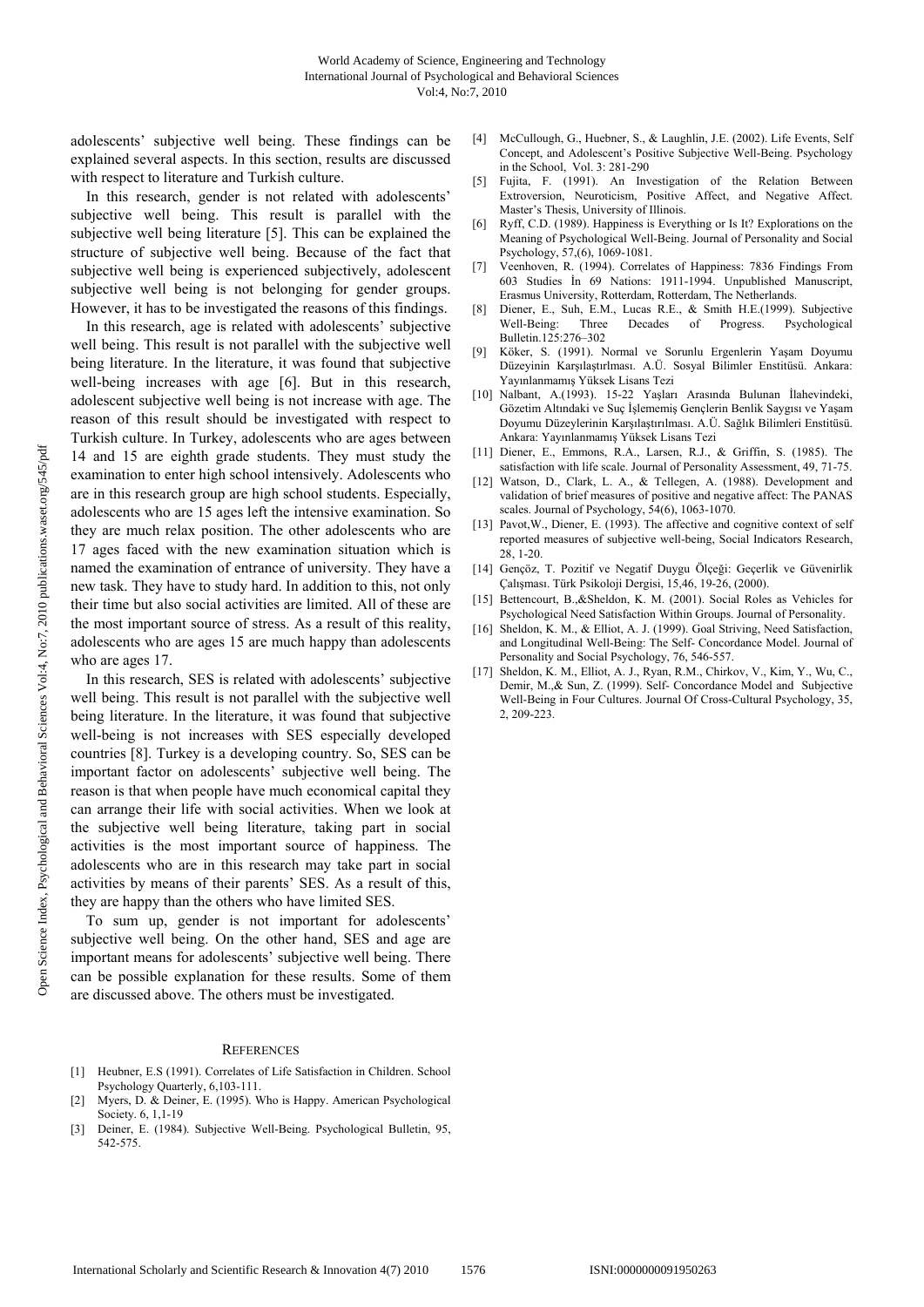adolescents' subjective well being. These findings can be explained several aspects. In this section, results are discussed with respect to literature and Turkish culture.

In this research, gender is not related with adolescents' subjective well being. This result is parallel with the subjective well being literature [5]. This can be explained the structure of subjective well being. Because of the fact that subjective well being is experienced subjectively, adolescent subjective well being is not belonging for gender groups. However, it has to be investigated the reasons of this findings.

In this research, age is related with adolescents' subjective well being. This result is not parallel with the subjective well being literature. In the literature, it was found that subjective well-being increases with age [6]. But in this research, adolescent subjective well being is not increase with age. The reason of this result should be investigated with respect to Turkish culture. In Turkey, adolescents who are ages between 14 and 15 are eighth grade students. They must study the examination to enter high school intensively. Adolescents who are in this research group are high school students. Especially, adolescents who are 15 ages left the intensive examination. So they are much relax position. The other adolescents who are 17 ages faced with the new examination situation which is named the examination of entrance of university. They have a new task. They have to study hard. In addition to this, not only their time but also social activities are limited. All of these are the most important source of stress. As a result of this reality, adolescents who are ages 15 are much happy than adolescents who are ages 17.

In this research, SES is related with adolescents' subjective well being. This result is not parallel with the subjective well being literature. In the literature, it was found that subjective well-being is not increases with SES especially developed countries [8]. Turkey is a developing country. So, SES can be important factor on adolescents' subjective well being. The reason is that when people have much economical capital they can arrange their life with social activities. When we look at the subjective well being literature, taking part in social activities is the most important source of happiness. The adolescents who are in this research may take part in social activities by means of their parents' SES. As a result of this, they are happy than the others who have limited SES.

To sum up, gender is not important for adolescents' subjective well being. On the other hand, SES and age are important means for adolescents' subjective well being. There can be possible explanation for these results. Some of them are discussed above. The others must be investigated.

## References

[1] Heubner, E.S (1991). Correlates of Life Satisfaction in Children. School Psychology Quarterly, 6,103-111.

[2] Myers, D. & Deiner, E. (1995). Who is Happy. American Psychological Society. 6, 1,1-19

[3] Deiner, E. (1984). Subjective Well-Being. Psychological Bulletin, 95, 542-575.

[4] McCullough, G., Huebner, S., & Laughlin, J.E. (2002). Life Events, Self Concept, and Adolescent's Positive Subjective Well-Being. Psychology in the School, Vol. 3: 281-290

[5] Fujita, F. (1991). An Investigation of the Relation Between Extroversion, Neuroticism, Positive Affect, and Negative Affect. Master's Thesis, University of Illinois.

[6] Ryff, C.D. (1989). Happiness is Everything or Is It? Explorations on the Meaning of Psychological Well-Being. Journal of Personality and Social Psychology, 57,(6), 1069-1081.

[7] Veenhoven, R. (1994). Correlates of Happiness: 7836 Findings From 603 Studies İn 69 Nations: 1911-1994. Unpublished Manuscript, Erasmus University, Rotterdam, Rotterdam, The Netherlands.

[8] Diener, E., Suh, E.M., Lucas R.E., & Smith H.E.(1999). Subjective Well-Being: Three Decades of Progress. Psychological Bulletin.125:276–302

[9] Köker, S. (1991). Normal ve Sorunlu Ergenlerin Yaşam Doyumu Düzeyinin Karşılaştırlması. A.Ü. Sosyal Bilimler Enstitüsü. Ankara: Yayınlanmamış Yüksek Lisans Tezi

[10] Nalbant, A.(1993). 15-22 Yaşları Arasında Bulunan İlahevindeki, Gözetim Altındaki ve Suç İşlememiş Gençlerin Benlik Saygısı ve Yaşam Doyumu Düzeylerinin Karşılaştırılması. A.Ü. Sağlık Bilimleri Enstitüsü. Ankara: Yayınlanmamış Yüksek Lisans Tezi

[11] Diener, E., Emmons, R.A., Larsen, R.J., & Griffin, S. (1985). The satisfaction with life scale. Journal of Personality Assessment, 49, 71-75.

[12] Watson, D., Clark, L. A., & Tellegen, A. (1988). Development and validation of brief measures of positive and negative affect: The PANAS scales. Journal of Psychology, 54(6), 1063-1070.

[13] Pavot,W., Diener, E. (1993). The affective and cognitive context of self reported measures of subjective well-being, Social Indicators Research, 28, 1-20.

[14] Gençöz, T. Pozitif ve Negatif Duygu Ölçeği: Geçerlik ve Güvenirlik Çalışması. Türk Psikoloji Dergisi, 15,46, 19-26, (2000).

[15] Bettencourt, B.,&Sheldon, K. M. (2001). Social Roles as Vehicles for Psychological Need Satisfaction Within Groups. Journal of Personality.

[16] Sheldon, K. M., & Elliot, A. J. (1999). Goal Striving, Need Satisfaction, and Longitudinal Well-Being: The Self- Concordance Model. Journal of Personality and Social Psychology, 76, 546-557.

[17] Sheldon, K. M., Elliot, A. J., Ryan, R.M., Chirkov, V., Kim, Y., Wu, C., Demir, M.,& Sun, Z. (1999). Self- Concordance Model and Subjective Well-Being in Four Cultures. Journal Of Cross-Cultural Psychology, 35, 2, 209-223.